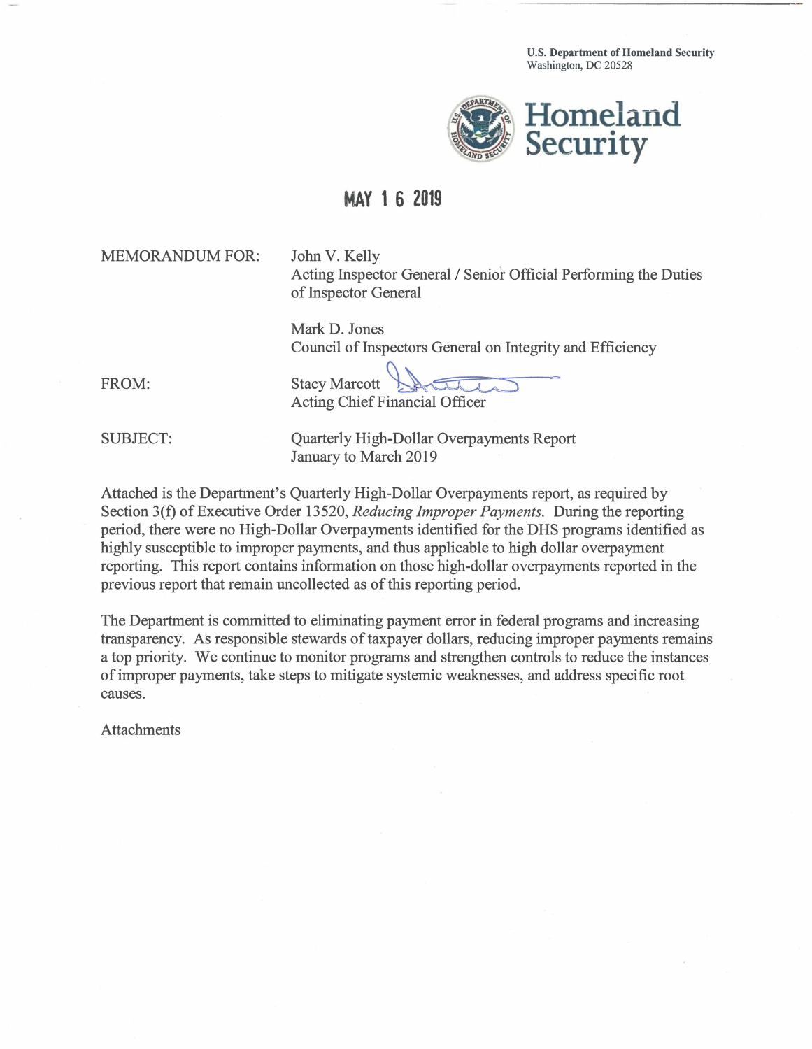U.S. Department of Homeland Security
Washington, DC 20528

**Homeland Security**

**MAY 1 6 2019**

MEMORANDUM FOR: John V. Kelly
Acting Inspector General / Senior Official Performing the Duties of Inspector General

Mark D. Jones
Council of Inspectors General on Integrity and Efficiency

FROM: Stacy Marcott
Acting Chief Financial Officer

SUBJECT: Quarterly High-Dollar Overpayments Report
January to March 2019

Attached is the Department's Quarterly High-Dollar Overpayments report, as required by Section 3(f) of Executive Order 13520, *Reducing Improper Payments.* During the reporting period, there were no High-Dollar Overpayments identified for the DHS programs identified as highly susceptible to improper payments, and thus applicable to high dollar overpayment reporting. This report contains information on those high-dollar overpayments reported in the previous report that remain uncollected as of this reporting period.

The Department is committed to eliminating payment error in federal programs and increasing transparency. As responsible stewards of taxpayer dollars, reducing improper payments remains a top priority. We continue to monitor programs and strengthen controls to reduce the instances of improper payments, take steps to mitigate systemic weaknesses, and address specific root causes.

Attachments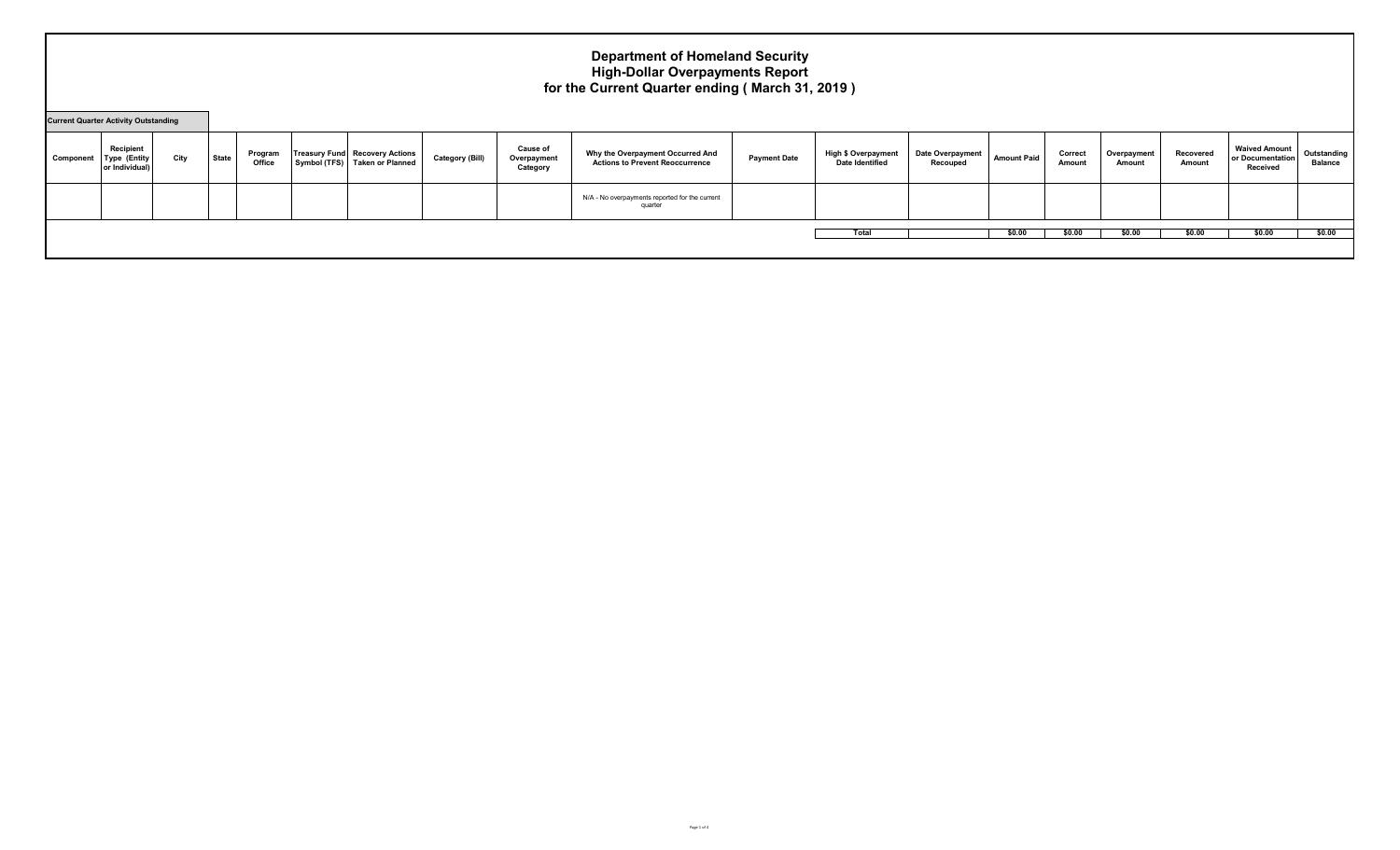# Department of Homeland Security
## High-Dollar Overpayments Report
### for the Current Quarter ending ( March 31, 2019 )

**Current Quarter Activity Outstanding**

| Component | Recipient Type (Entity or Individual) | City | State | Program Office | Treasury Fund Symbol (TFS) | Recovery Actions Taken or Planned | Category (Bill) | Cause of Overpayment Category | Why the Overpayment Occurred And Actions to Prevent Reoccurrence | Payment Date | High $ Overpayment Date Identified | Date Overpayment Recouped | Amount Paid | Correct Amount | Overpayment Amount | Recovered Amount | Waived Amount or Documentation Received | Outstanding Balance |
|---|---|---|---|---|---|---|---|---|---|---|---|---|---|---|---|---|---|---|
| | | | | | | | | | N/A - No overpayments reported for the current quarter | | | | | | | | | |
| | | | | | | | | | | | Total | | $0.00 | $0.00 | $0.00 | $0.00 | $0.00 | $0.00 |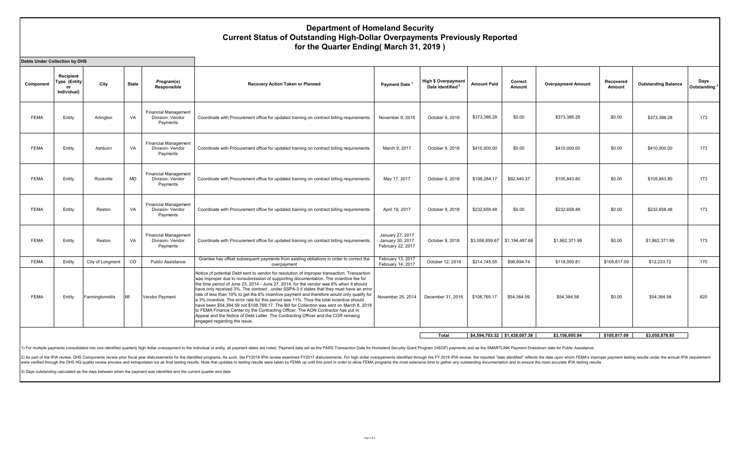# Department of Homeland Security
## Current Status of Outstanding High-Dollar Overpayments Previously Reported
## for the Quarter Ending( March 31, 2019 )

**Debts Under Collection by DHS**

| Component | Recipient Type (Entity or Individual) | City | State | Program(s) Responsible | Recovery Action Taken or Planned | Payment Date [1] | High $ Overpayment Date Identified [2] | Amount Paid | Correct Amount | Overpayment Amount | Recovered Amount | Outstanding Balance | Days Outstanding [3] |
|---|---|---|---|---|---|---|---|---|---|---|---|---|---|
| FEMA | Entity | Arlington | VA | Financial Management Division- Vendor Payments | Coordinate with Procurement office for updated training on contract billing requirements. | November 9, 2016 | October 9, 2018 | $373,386.28 | $0.00 | $373,386.28 | $0.00 | $373,386.28 | 173 |
| FEMA | Entity | Ashburn | VA | Financial Management Division- Vendor Payments | Coordinate with Procurement office for updated training on contract billing requirements. | March 9, 2017 | October 9, 2018 | $410,000.00 | $0.00 | $410,000.00 | $0.00 | $410,000.00 | 173 |
| FEMA | Entity | Rockville | MD | Financial Management Division- Vendor Payments | Coordinate with Procurement office for updated training on contract billing requirements. | May 17, 2017 | October 9, 2018 | $198,284.17 | $92,440.37 | $105,843.80 | $0.00 | $105,843.80 | 173 |
| FEMA | Entity | Reston | VA | Financial Management Division- Vendor Payments | Coordinate with Procurement office for updated training on contract billing requirements. | April 19, 2017 | October 9, 2018 | $232,658.48 | $0.00 | $232,658.48 | $0.00 | $232,658.48 | 173 |
| FEMA | Entity | Reston | VA | Financial Management Division- Vendor Payments | Coordinate with Procurement office for updated training on contract billing requirements. | January 27, 2017 January 30, 2017 February 22, 2017 | October 9, 2018 | $3,056,859.67 | $1,194,487.68 | $1,862,371.99 | $0.00 | $1,862,371.99 | 173 |
| FEMA | Entity | City of Longmont | CO | Public Assistance | Grantee has offset subsequent payments from existing obliations in order to correct the overpayment | February 13, 2017 February 14, 2017 | October 12, 2018 | $214,745.55 | $96,694.74 | $118,050.81 | $105,817.09 | $12,233.72 | 170 |
| FEMA | Entity | Farmingtonmills | MI | Vendor Payment | Notice of potential Debt sent to vendor for resolution of improper transaction. Transaction was improper due to nonsubmission of supporting documentation. The incentive fee for the time period of June 23, 2014 - June 27, 2014, for the vendor was 6% when it should have only received 3%. The contract , under SSPA-3 it states that they must have an error rate of less than 10% to get the 6% incentive payment and therefore would only qualify for a 3% incentive. The error rate for this period was 11%. Thus the total incentive should have been $54,384.59 not $108,769.17. The Bill for Collection was sent on March 8, 2018 to FEMA Finance Center by the Contracting Officer. The AON Contractor has put in Appeal and the Notice of Debt Letter. The Contracting Officer and the COR remaing engaged regarding the issue. | November 25, 2014 | December 31, 2016 | $108,769.17 | $54,384.59 | $54,384.58 | $0.00 | $54,384.58 | 820 |
| | | | | | | | **Total** | **$4,594,703.32** | **$1,438,007.38** | **$3,156,695.94** | **$105,817.09** | **$3,050,878.85** | |

1) For multiple payments consolidated into one identified quarterly high dollar overpayment to the individual or entity, all payment dates are noted. Payment date set as the PARS Transaction Date for Homeland Security Grant Program (HSGP) payments and as the SMARTLINK Payment Drawdown date for Public Assistance.

2) As part of the IPIA review, DHS Components review prior fiscal year disbursements for the identified programs. As such, the FY2018 IPIA review examined FY2017 disbursements. For high dollar overpayments identified through the FY 2018 IPIA review, the reported "date identified" reflects the date upon which FEMA's improper payment testing results under the annual IPIA requirement were verified through the DHS HQ quality review process and extrapolated out as final testing results. Note that updates to testing results were taken by FEMA up until this point in order to allow FEMA programs the most extensive time to gather any outstanding documentation and to ensure the most accurate IPIA testing results.

3) Days outstanding calculated as the days between when the payment was identified and the current quarter end date.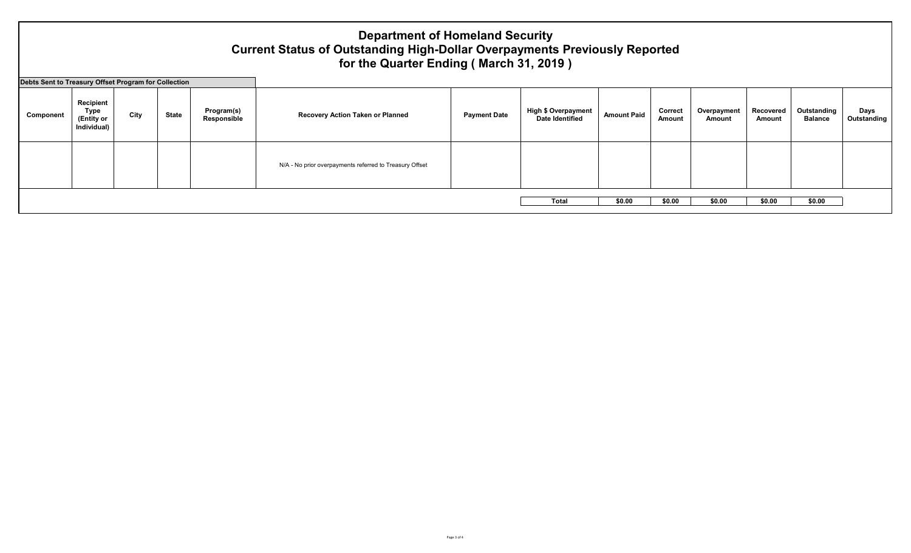# Department of Homeland Security
## Current Status of Outstanding High-Dollar Overpayments Previously Reported
## for the Quarter Ending ( March 31, 2019 )

**Debts Sent to Treasury Offset Program for Collection**

| Component | Recipient Type (Entity or Individual) | City | State | Program(s) Responsible | Recovery Action Taken or Planned | Payment Date | High $ Overpayment Date Identified | Amount Paid | Correct Amount | Overpayment Amount | Recovered Amount | Outstanding Balance | Days Outstanding |
|---|---|---|---|---|---|---|---|---|---|---|---|---|---|
| | | | | | N/A - No prior overpayments referred to Treasury Offset | | | | | | | | |
| | | | | | | | **Total** | **$0.00** | **$0.00** | **$0.00** | **$0.00** | **$0.00** | |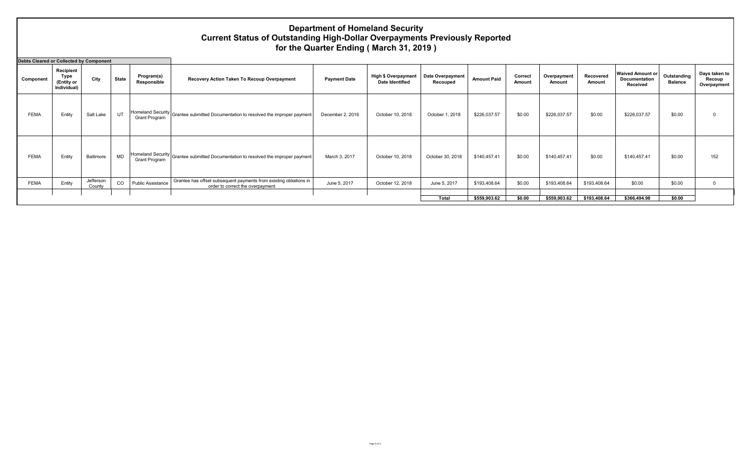# Department of Homeland Security
## Current Status of Outstanding High-Dollar Overpayments Previously Reported
## for the Quarter Ending ( March 31, 2019 )

**Debts Cleared or Collected by Component**

| Component | Recipient Type (Entity or Individual) | City | State | Program(s) Responsible | Recovery Action Taken To Recoup Overpayment | Payment Date | High $ Overpayment Date Identified | Date Overpayment Recouped | Amount Paid | Correct Amount | Overpayment Amount | Recovered Amount | Waived Amount or Documentation Received | Outstanding Balance | Days taken to Recoup Overpayment |
|---|---|---|---|---|---|---|---|---|---|---|---|---|---|---|---|
| FEMA | Entity | Salt Lake | UT | Homeland Security Grant Program | Grantee submitted Documentation to resolved the improper payment | December 2, 2016 | October 10, 2018 | October 1, 2018 | $226,037.57 | $0.00 | $226,037.57 | $0.00 | $226,037.57 | $0.00 | 0 |
| FEMA | Entity | Baltimore | MD | Homeland Security Grant Program | Grantee submitted Documentation to resolved the improper payment | March 3, 2017 | October 10, 2018 | October 30, 2018 | $140,457.41 | $0.00 | $140,457.41 | $0.00 | $140,457.41 | $0.00 | 152 |
| FEMA | Entity | Jefferson County | CO | Public Assistance | Grantee has offset subsequent payments from existing obliations in order to correct the overpayment | June 5, 2017 | October 12, 2018 | June 5, 2017 | $193,408.64 | $0.00 | $193,408.64 | $193,408.64 | $0.00 | $0.00 | 0 |
| | | | | | | | | **Total** | **$559,903.62** | **$0.00** | **$559,903.62** | **$193,408.64** | **$366,494.98** | **$0.00** | |